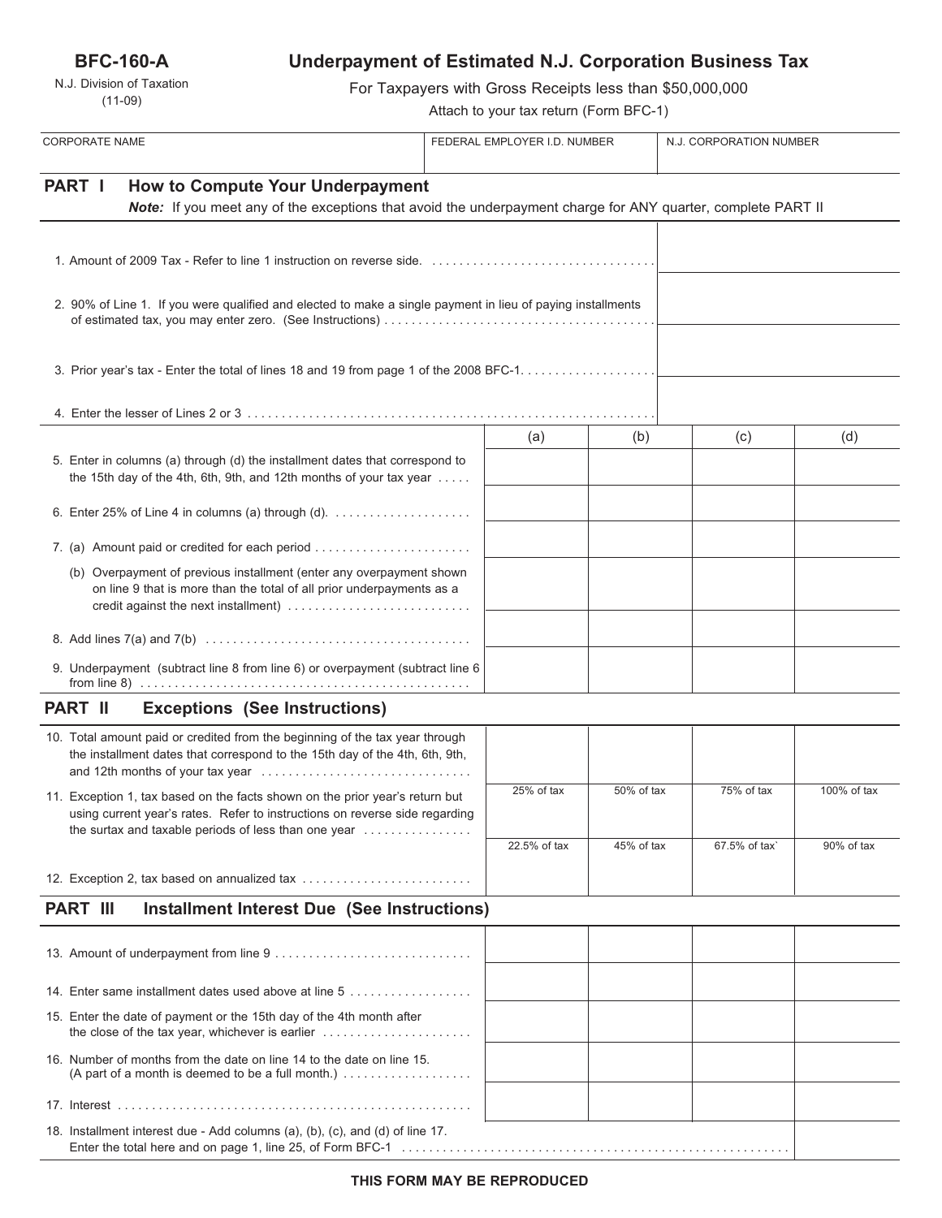**BFC-160-A**

N.J. Division of Taxation
(11-09)

# Underpayment of Estimated N.J. Corporation Business Tax

For Taxpayers with Gross Receipts less than $50,000,000

Attach to your tax return (Form BFC-1)

| CORPORATE NAME | FEDERAL EMPLOYER I.D. NUMBER | N.J. CORPORATION NUMBER |
|---|---|---|
| | | |

## PART I How to Compute Your Underpayment

***Note:*** *If you meet any of the exceptions that avoid the underpayment charge for ANY quarter, complete PART II*

| | |
|---|---|
| 1. Amount of 2009 Tax - Refer to line 1 instruction on reverse side. | |
| 2. 90% of Line 1. If you were qualified and elected to make a single payment in lieu of paying installments of estimated tax, you may enter zero. (See Instructions) | |
| 3. Prior year's tax - Enter the total of lines 18 and 19 from page 1 of the 2008 BFC-1. | |
| 4. Enter the lesser of Lines 2 or 3 | |

| | (a) | (b) | (c) | (d) |
|---|---|---|---|---|
| 5. Enter in columns (a) through (d) the installment dates that correspond to the 15th day of the 4th, 6th, 9th, and 12th months of your tax year | | | | |
| 6. Enter 25% of Line 4 in columns (a) through (d). | | | | |
| 7. (a) Amount paid or credited for each period | | | | |
| (b) Overpayment of previous installment (enter any overpayment shown on line 9 that is more than the total of all prior underpayments as a credit against the next installment) | | | | |
| 8. Add lines 7(a) and 7(b) | | | | |
| 9. Underpayment (subtract line 8 from line 6) or overpayment (subtract line 6 from line 8) | | | | |

## PART II Exceptions (See Instructions)

| | (a) | (b) | (c) | (d) |
|---|---|---|---|---|
| 10. Total amount paid or credited from the beginning of the tax year through the installment dates that correspond to the 15th day of the 4th, 6th, 9th, and 12th months of your tax year | | | | |
| 11. Exception 1, tax based on the facts shown on the prior year's return but using current year's rates. Refer to instructions on reverse side regarding the surtax and taxable periods of less than one year | 25% of tax | 50% of tax | 75% of tax | 100% of tax |
| 12. Exception 2, tax based on annualized tax | 22.5% of tax | 45% of tax | 67.5% of tax` | 90% of tax |

## PART III Installment Interest Due (See Instructions)

| | (a) | (b) | (c) | (d) |
|---|---|---|---|---|
| 13. Amount of underpayment from line 9 | | | | |
| 14. Enter same installment dates used above at line 5 | | | | |
| 15. Enter the date of payment or the 15th day of the 4th month after the close of the tax year, whichever is earlier | | | | |
| 16. Number of months from the date on line 14 to the date on line 15. (A part of a month is deemed to be a full month.) | | | | |
| 17. Interest | | | | |
| 18. Installment interest due - Add columns (a), (b), (c), and (d) of line 17. Enter the total here and on page 1, line 25, of Form BFC-1 | | | | |

**THIS FORM MAY BE REPRODUCED**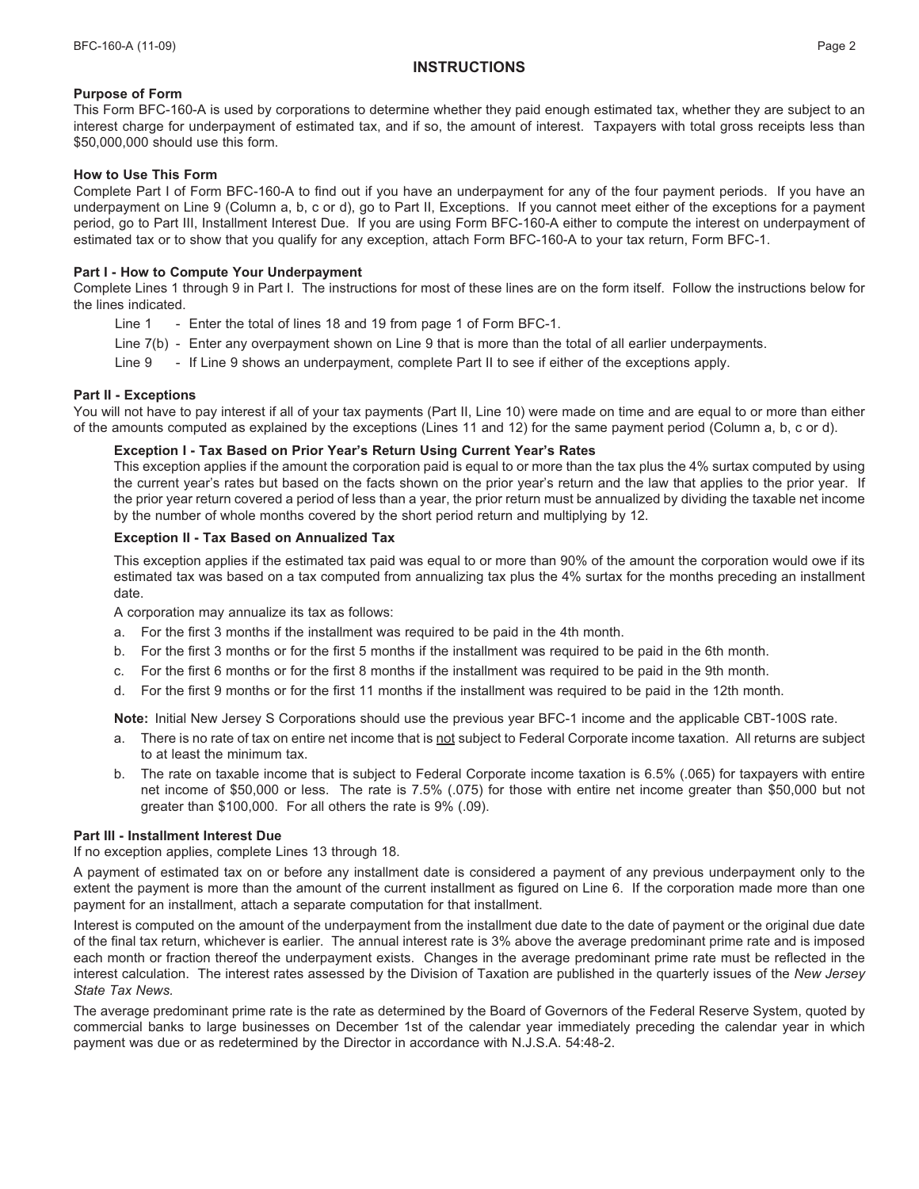# INSTRUCTIONS

### Purpose of Form

This Form BFC-160-A is used by corporations to determine whether they paid enough estimated tax, whether they are subject to an interest charge for underpayment of estimated tax, and if so, the amount of interest. Taxpayers with total gross receipts less than $50,000,000 should use this form.

### How to Use This Form

Complete Part I of Form BFC-160-A to find out if you have an underpayment for any of the four payment periods. If you have an underpayment on Line 9 (Column a, b, c or d), go to Part II, Exceptions. If you cannot meet either of the exceptions for a payment period, go to Part III, Installment Interest Due. If you are using Form BFC-160-A either to compute the interest on underpayment of estimated tax or to show that you qualify for any exception, attach Form BFC-160-A to your tax return, Form BFC-1.

### Part I - How to Compute Your Underpayment

Complete Lines 1 through 9 in Part I. The instructions for most of these lines are on the form itself. Follow the instructions below for the lines indicated.

- Line 1 - Enter the total of lines 18 and 19 from page 1 of Form BFC-1.
- Line 7(b) - Enter any overpayment shown on Line 9 that is more than the total of all earlier underpayments.
- Line 9 - If Line 9 shows an underpayment, complete Part II to see if either of the exceptions apply.

### Part II - Exceptions

You will not have to pay interest if all of your tax payments (Part II, Line 10) were made on time and are equal to or more than either of the amounts computed as explained by the exceptions (Lines 11 and 12) for the same payment period (Column a, b, c or d).

**Exception I - Tax Based on Prior Year's Return Using Current Year's Rates**

This exception applies if the amount the corporation paid is equal to or more than the tax plus the 4% surtax computed by using the current year's rates but based on the facts shown on the prior year's return and the law that applies to the prior year. If the prior year return covered a period of less than a year, the prior return must be annualized by dividing the taxable net income by the number of whole months covered by the short period return and multiplying by 12.

**Exception II - Tax Based on Annualized Tax**

This exception applies if the estimated tax paid was equal to or more than 90% of the amount the corporation would owe if its estimated tax was based on a tax computed from annualizing tax plus the 4% surtax for the months preceding an installment date.

A corporation may annualize its tax as follows:

a. For the first 3 months if the installment was required to be paid in the 4th month.
b. For the first 3 months or for the first 5 months if the installment was required to be paid in the 6th month.
c. For the first 6 months or for the first 8 months if the installment was required to be paid in the 9th month.
d. For the first 9 months or for the first 11 months if the installment was required to be paid in the 12th month.

**Note:** Initial New Jersey S Corporations should use the previous year BFC-1 income and the applicable CBT-100S rate.

a. There is no rate of tax on entire net income that is not subject to Federal Corporate income taxation. All returns are subject to at least the minimum tax.
b. The rate on taxable income that is subject to Federal Corporate income taxation is 6.5% (.065) for taxpayers with entire net income of $50,000 or less. The rate is 7.5% (.075) for those with entire net income greater than $50,000 but not greater than $100,000. For all others the rate is 9% (.09).

### Part III - Installment Interest Due

If no exception applies, complete Lines 13 through 18.

A payment of estimated tax on or before any installment date is considered a payment of any previous underpayment only to the extent the payment is more than the amount of the current installment as figured on Line 6. If the corporation made more than one payment for an installment, attach a separate computation for that installment.

Interest is computed on the amount of the underpayment from the installment due date to the date of payment or the original due date of the final tax return, whichever is earlier. The annual interest rate is 3% above the average predominant prime rate and is imposed each month or fraction thereof the underpayment exists. Changes in the average predominant prime rate must be reflected in the interest calculation. The interest rates assessed by the Division of Taxation are published in the quarterly issues of the *New Jersey State Tax News.*

The average predominant prime rate is the rate as determined by the Board of Governors of the Federal Reserve System, quoted by commercial banks to large businesses on December 1st of the calendar year immediately preceding the calendar year in which payment was due or as redetermined by the Director in accordance with N.J.S.A. 54:48-2.